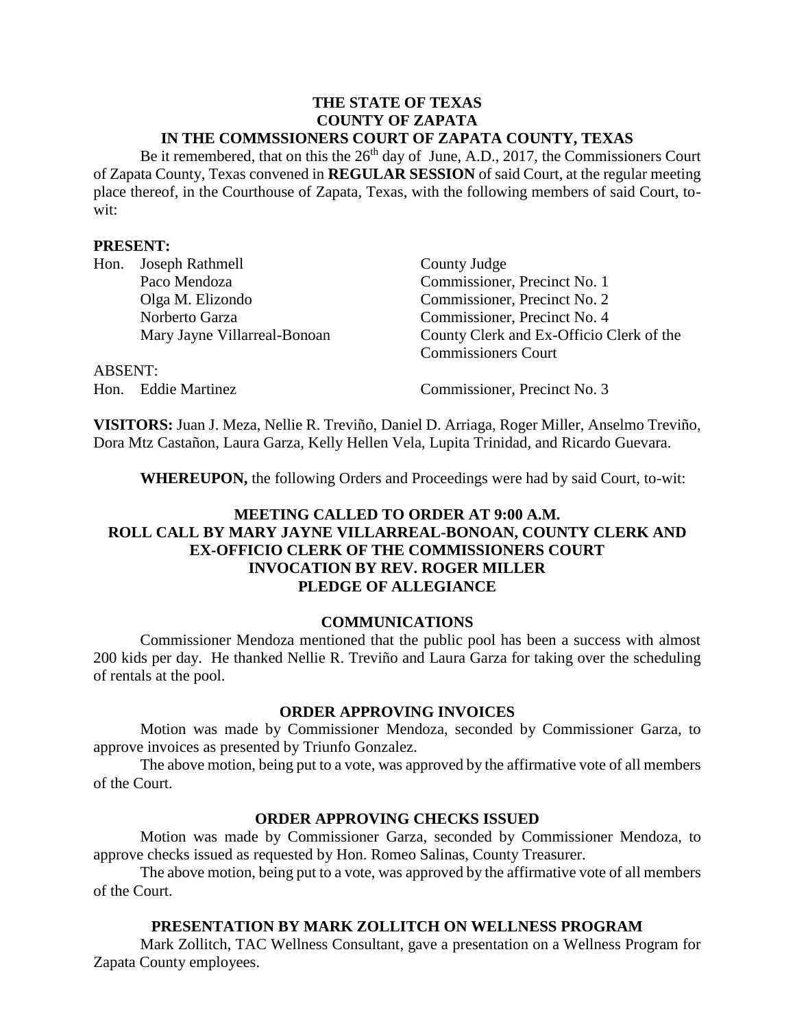**THE STATE OF TEXAS**
**COUNTY OF ZAPATA**
**IN THE COMMSSIONERS COURT OF ZAPATA COUNTY, TEXAS**

Be it remembered, that on this the 26th day of June, A.D., 2017, the Commissioners Court of Zapata County, Texas convened in **REGULAR SESSION** of said Court, at the regular meeting place thereof, in the Courthouse of Zapata, Texas, with the following members of said Court, to-wit:

**PRESENT:**

| | | |
|---|---|---|
| Hon. | Joseph Rathmell | County Judge |
| | Paco Mendoza | Commissioner, Precinct No. 1 |
| | Olga M. Elizondo | Commissioner, Precinct No. 2 |
| | Norberto Garza | Commissioner, Precinct No. 4 |
| | Mary Jayne Villarreal-Bonoan | County Clerk and Ex-Officio Clerk of the Commissioners Court |

ABSENT:

| | | |
|---|---|---|
| Hon. | Eddie Martinez | Commissioner, Precinct No. 3 |

**VISITORS:** Juan J. Meza, Nellie R. Treviño, Daniel D. Arriaga, Roger Miller, Anselmo Treviño, Dora Mtz Castañon, Laura Garza, Kelly Hellen Vela, Lupita Trinidad, and Ricardo Guevara.

**WHEREUPON,** the following Orders and Proceedings were had by said Court, to-wit:

**MEETING CALLED TO ORDER AT 9:00 A.M.**
**ROLL CALL BY MARY JAYNE VILLARREAL-BONOAN, COUNTY CLERK AND EX-OFFICIO CLERK OF THE COMMISSIONERS COURT**
**INVOCATION BY REV. ROGER MILLER**
**PLEDGE OF ALLEGIANCE**

**COMMUNICATIONS**

Commissioner Mendoza mentioned that the public pool has been a success with almost 200 kids per day. He thanked Nellie R. Treviño and Laura Garza for taking over the scheduling of rentals at the pool.

**ORDER APPROVING INVOICES**

Motion was made by Commissioner Mendoza, seconded by Commissioner Garza, to approve invoices as presented by Triunfo Gonzalez.

The above motion, being put to a vote, was approved by the affirmative vote of all members of the Court.

**ORDER APPROVING CHECKS ISSUED**

Motion was made by Commissioner Garza, seconded by Commissioner Mendoza, to approve checks issued as requested by Hon. Romeo Salinas, County Treasurer.

The above motion, being put to a vote, was approved by the affirmative vote of all members of the Court.

**PRESENTATION BY MARK ZOLLITCH ON WELLNESS PROGRAM**

Mark Zollitch, TAC Wellness Consultant, gave a presentation on a Wellness Program for Zapata County employees.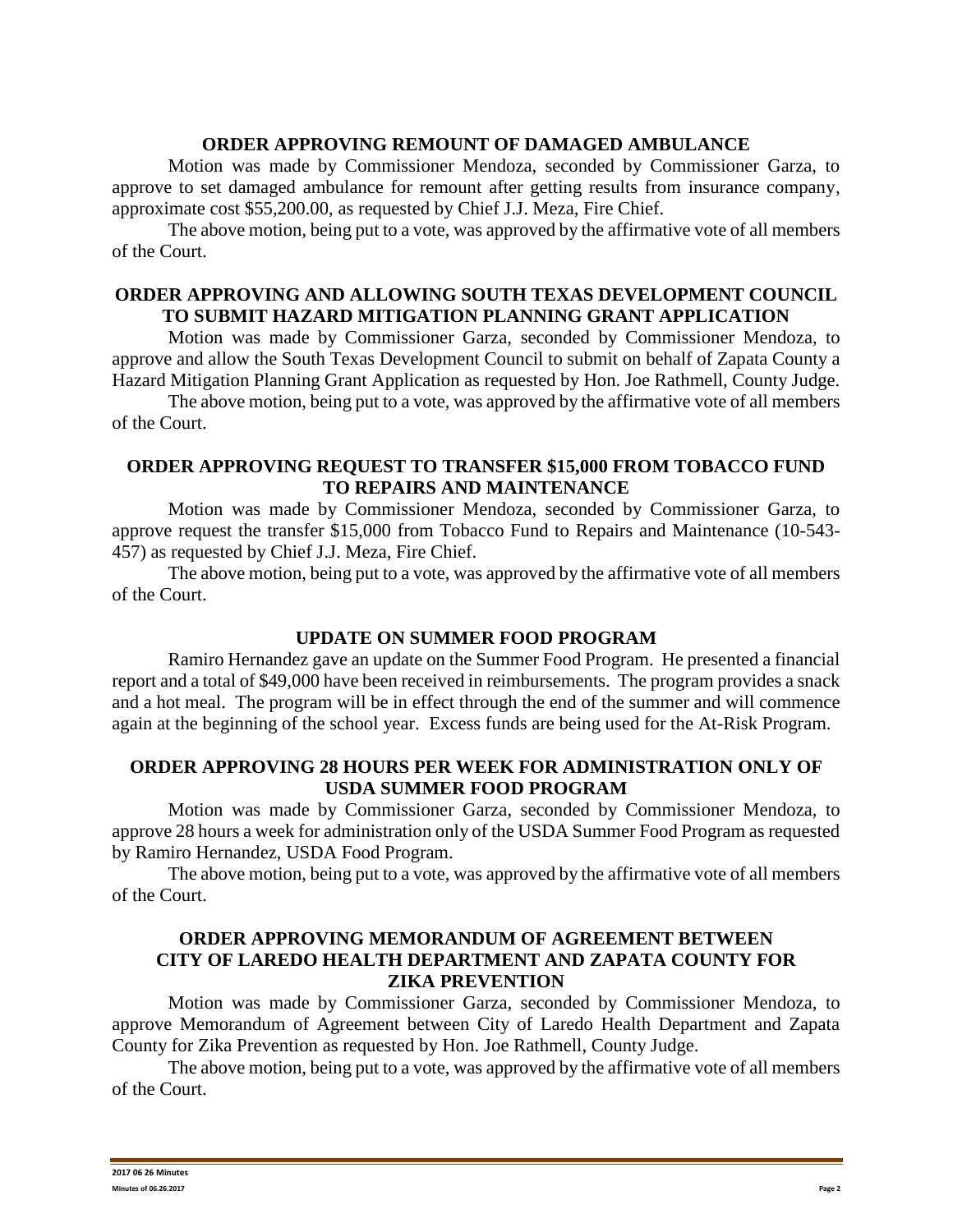## ORDER APPROVING REMOUNT OF DAMAGED AMBULANCE

Motion was made by Commissioner Mendoza, seconded by Commissioner Garza, to approve to set damaged ambulance for remount after getting results from insurance company, approximate cost $55,200.00, as requested by Chief J.J. Meza, Fire Chief.

The above motion, being put to a vote, was approved by the affirmative vote of all members of the Court.

## ORDER APPROVING AND ALLOWING SOUTH TEXAS DEVELOPMENT COUNCIL TO SUBMIT HAZARD MITIGATION PLANNING GRANT APPLICATION

Motion was made by Commissioner Garza, seconded by Commissioner Mendoza, to approve and allow the South Texas Development Council to submit on behalf of Zapata County a Hazard Mitigation Planning Grant Application as requested by Hon. Joe Rathmell, County Judge.

The above motion, being put to a vote, was approved by the affirmative vote of all members of the Court.

## ORDER APPROVING REQUEST TO TRANSFER $15,000 FROM TOBACCO FUND TO REPAIRS AND MAINTENANCE

Motion was made by Commissioner Mendoza, seconded by Commissioner Garza, to approve request the transfer $15,000 from Tobacco Fund to Repairs and Maintenance (10-543-457) as requested by Chief J.J. Meza, Fire Chief.

The above motion, being put to a vote, was approved by the affirmative vote of all members of the Court.

## UPDATE ON SUMMER FOOD PROGRAM

Ramiro Hernandez gave an update on the Summer Food Program. He presented a financial report and a total of $49,000 have been received in reimbursements. The program provides a snack and a hot meal. The program will be in effect through the end of the summer and will commence again at the beginning of the school year. Excess funds are being used for the At-Risk Program.

## ORDER APPROVING 28 HOURS PER WEEK FOR ADMINISTRATION ONLY OF USDA SUMMER FOOD PROGRAM

Motion was made by Commissioner Garza, seconded by Commissioner Mendoza, to approve 28 hours a week for administration only of the USDA Summer Food Program as requested by Ramiro Hernandez, USDA Food Program.

The above motion, being put to a vote, was approved by the affirmative vote of all members of the Court.

## ORDER APPROVING MEMORANDUM OF AGREEMENT BETWEEN CITY OF LAREDO HEALTH DEPARTMENT AND ZAPATA COUNTY FOR ZIKA PREVENTION

Motion was made by Commissioner Garza, seconded by Commissioner Mendoza, to approve Memorandum of Agreement between City of Laredo Health Department and Zapata County for Zika Prevention as requested by Hon. Joe Rathmell, County Judge.

The above motion, being put to a vote, was approved by the affirmative vote of all members of the Court.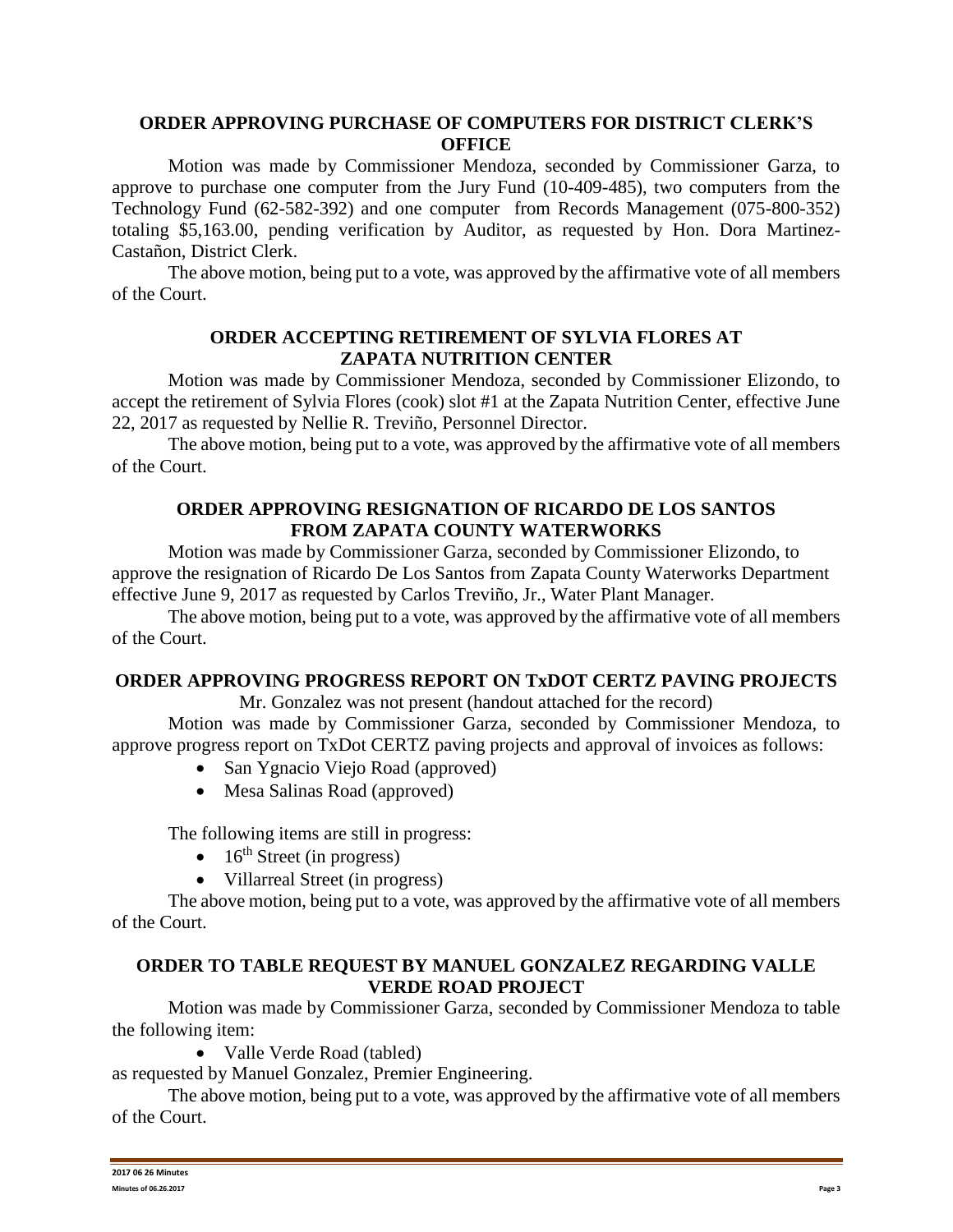## ORDER APPROVING PURCHASE OF COMPUTERS FOR DISTRICT CLERK'S OFFICE

Motion was made by Commissioner Mendoza, seconded by Commissioner Garza, to approve to purchase one computer from the Jury Fund (10-409-485), two computers from the Technology Fund (62-582-392) and one computer from Records Management (075-800-352) totaling $5,163.00, pending verification by Auditor, as requested by Hon. Dora Martinez-Castañon, District Clerk.

The above motion, being put to a vote, was approved by the affirmative vote of all members of the Court.

## ORDER ACCEPTING RETIREMENT OF SYLVIA FLORES AT ZAPATA NUTRITION CENTER

Motion was made by Commissioner Mendoza, seconded by Commissioner Elizondo, to accept the retirement of Sylvia Flores (cook) slot #1 at the Zapata Nutrition Center, effective June 22, 2017 as requested by Nellie R. Treviño, Personnel Director.

The above motion, being put to a vote, was approved by the affirmative vote of all members of the Court.

## ORDER APPROVING RESIGNATION OF RICARDO DE LOS SANTOS FROM ZAPATA COUNTY WATERWORKS

Motion was made by Commissioner Garza, seconded by Commissioner Elizondo, to approve the resignation of Ricardo De Los Santos from Zapata County Waterworks Department effective June 9, 2017 as requested by Carlos Treviño, Jr., Water Plant Manager.

The above motion, being put to a vote, was approved by the affirmative vote of all members of the Court.

## ORDER APPROVING PROGRESS REPORT ON TxDOT CERTZ PAVING PROJECTS

Mr. Gonzalez was not present (handout attached for the record)

Motion was made by Commissioner Garza, seconded by Commissioner Mendoza, to approve progress report on TxDot CERTZ paving projects and approval of invoices as follows:

- San Ygnacio Viejo Road (approved)
- Mesa Salinas Road (approved)

The following items are still in progress:

- 16th Street (in progress)
- Villarreal Street (in progress)

The above motion, being put to a vote, was approved by the affirmative vote of all members of the Court.

## ORDER TO TABLE REQUEST BY MANUEL GONZALEZ REGARDING VALLE VERDE ROAD PROJECT

Motion was made by Commissioner Garza, seconded by Commissioner Mendoza to table the following item:

- Valle Verde Road (tabled)

as requested by Manuel Gonzalez, Premier Engineering.

The above motion, being put to a vote, was approved by the affirmative vote of all members of the Court.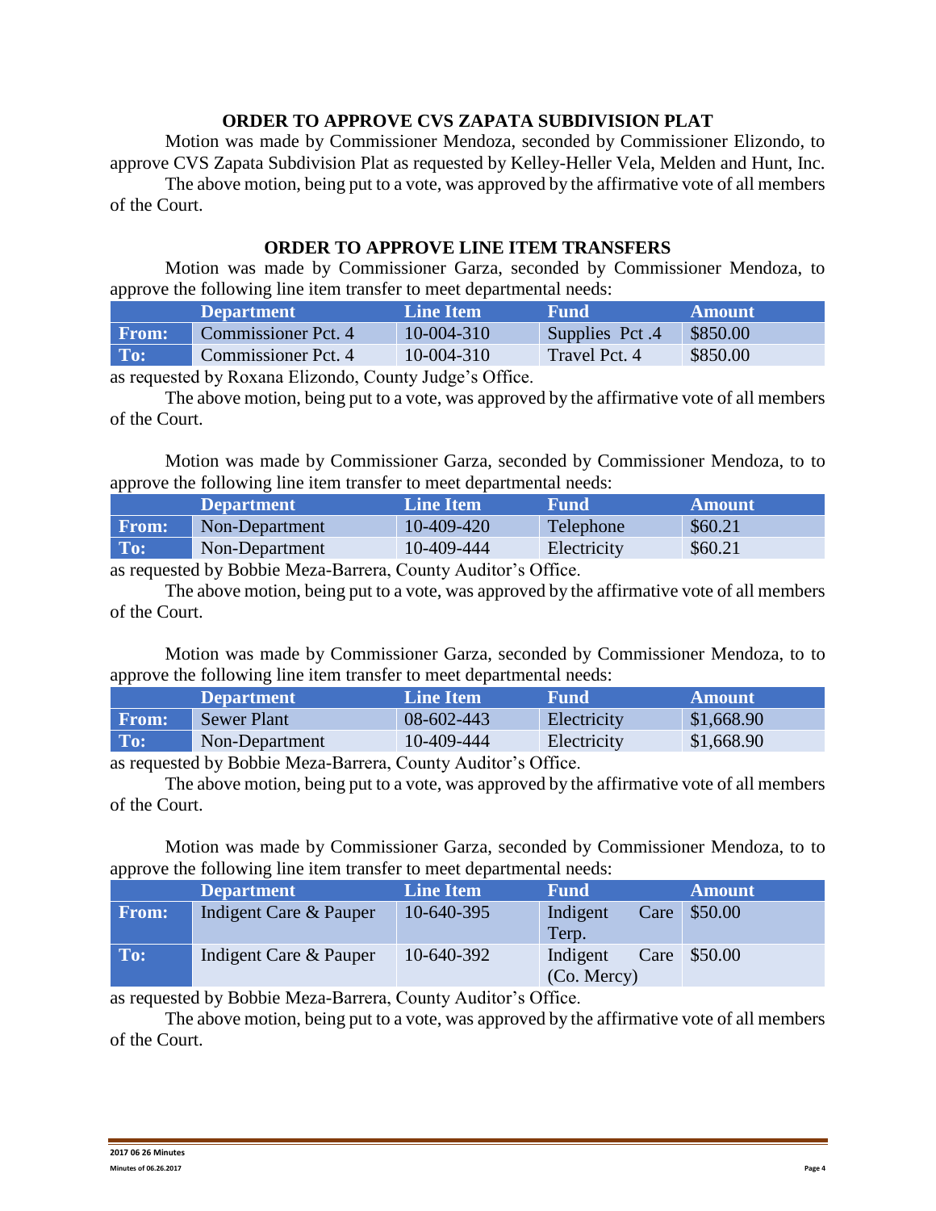### ORDER TO APPROVE CVS ZAPATA SUBDIVISION PLAT

Motion was made by Commissioner Mendoza, seconded by Commissioner Elizondo, to approve CVS Zapata Subdivision Plat as requested by Kelley-Heller Vela, Melden and Hunt, Inc.

The above motion, being put to a vote, was approved by the affirmative vote of all members of the Court.

### ORDER TO APPROVE LINE ITEM TRANSFERS

Motion was made by Commissioner Garza, seconded by Commissioner Mendoza, to approve the following line item transfer to meet departmental needs:

| | Department | Line Item | Fund | Amount |
|---|---|---|---|---|
| From: | Commissioner Pct. 4 | 10-004-310 | Supplies Pct .4 | $850.00 |
| To: | Commissioner Pct. 4 | 10-004-310 | Travel Pct. 4 | $850.00 |

as requested by Roxana Elizondo, County Judge's Office.

The above motion, being put to a vote, was approved by the affirmative vote of all members of the Court.

Motion was made by Commissioner Garza, seconded by Commissioner Mendoza, to to approve the following line item transfer to meet departmental needs:

| | Department | Line Item | Fund | Amount |
|---|---|---|---|---|
| From: | Non-Department | 10-409-420 | Telephone | $60.21 |
| To: | Non-Department | 10-409-444 | Electricity | $60.21 |

as requested by Bobbie Meza-Barrera, County Auditor's Office.

The above motion, being put to a vote, was approved by the affirmative vote of all members of the Court.

Motion was made by Commissioner Garza, seconded by Commissioner Mendoza, to to approve the following line item transfer to meet departmental needs:

| | Department | Line Item | Fund | Amount |
|---|---|---|---|---|
| From: | Sewer Plant | 08-602-443 | Electricity | $1,668.90 |
| To: | Non-Department | 10-409-444 | Electricity | $1,668.90 |

as requested by Bobbie Meza-Barrera, County Auditor's Office.

The above motion, being put to a vote, was approved by the affirmative vote of all members of the Court.

Motion was made by Commissioner Garza, seconded by Commissioner Mendoza, to to approve the following line item transfer to meet departmental needs:

| | Department | Line Item | Fund | Amount |
|---|---|---|---|---|
| From: | Indigent Care & Pauper | 10-640-395 | Indigent Care Terp. | $50.00 |
| To: | Indigent Care & Pauper | 10-640-392 | Indigent Care (Co. Mercy) | $50.00 |

as requested by Bobbie Meza-Barrera, County Auditor's Office.

The above motion, being put to a vote, was approved by the affirmative vote of all members of the Court.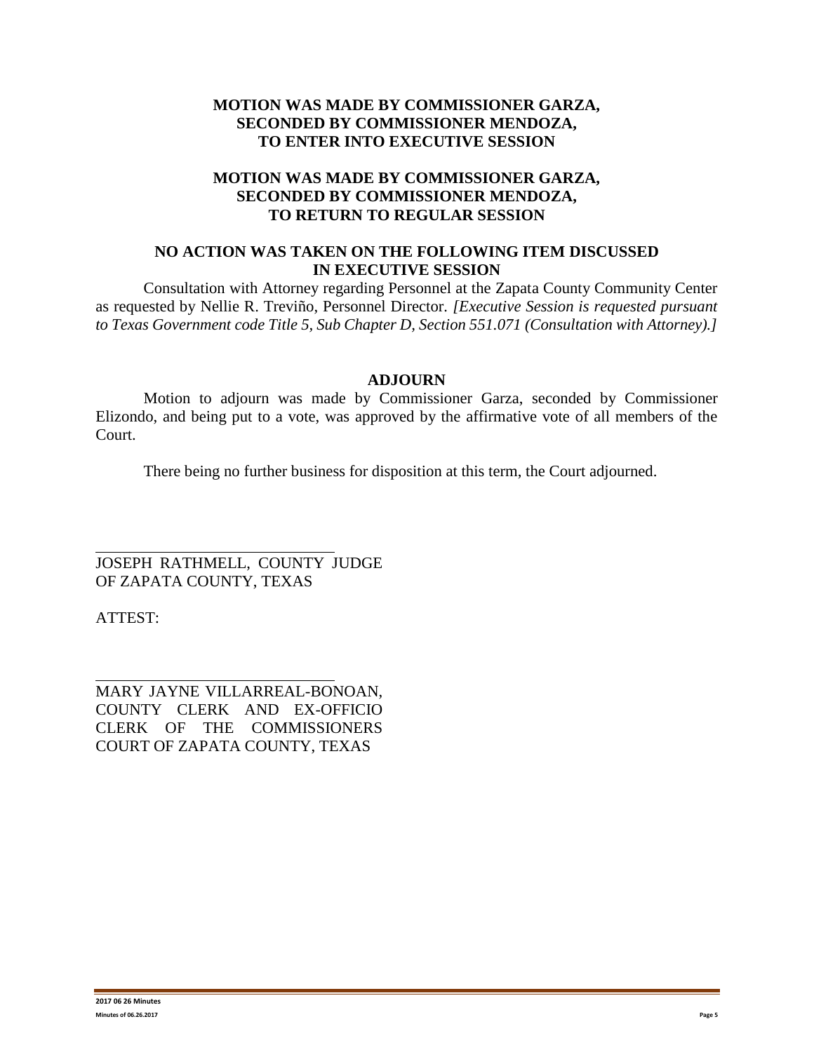**MOTION WAS MADE BY COMMISSIONER GARZA,
SECONDED BY COMMISSIONER MENDOZA,
TO ENTER INTO EXECUTIVE SESSION**

**MOTION WAS MADE BY COMMISSIONER GARZA,
SECONDED BY COMMISSIONER MENDOZA,
TO RETURN TO REGULAR SESSION**

**NO ACTION WAS TAKEN ON THE FOLLOWING ITEM DISCUSSED
IN EXECUTIVE SESSION**

Consultation with Attorney regarding Personnel at the Zapata County Community Center as requested by Nellie R. Treviño, Personnel Director. *[Executive Session is requested pursuant to Texas Government code Title 5, Sub Chapter D, Section 551.071 (Consultation with Attorney).]*

**ADJOURN**

Motion to adjourn was made by Commissioner Garza, seconded by Commissioner Elizondo, and being put to a vote, was approved by the affirmative vote of all members of the Court.

There being no further business for disposition at this term, the Court adjourned.

\_\_\_\_\_\_\_\_\_\_\_\_\_\_\_\_\_\_\_\_\_\_\_\_\_\_\_\_\_\_
JOSEPH RATHMELL, COUNTY JUDGE
OF ZAPATA COUNTY, TEXAS

ATTEST:

\_\_\_\_\_\_\_\_\_\_\_\_\_\_\_\_\_\_\_\_\_\_\_\_\_\_\_\_\_\_
MARY JAYNE VILLARREAL-BONOAN,
COUNTY CLERK AND EX-OFFICIO
CLERK OF THE COMMISSIONERS
COURT OF ZAPATA COUNTY, TEXAS